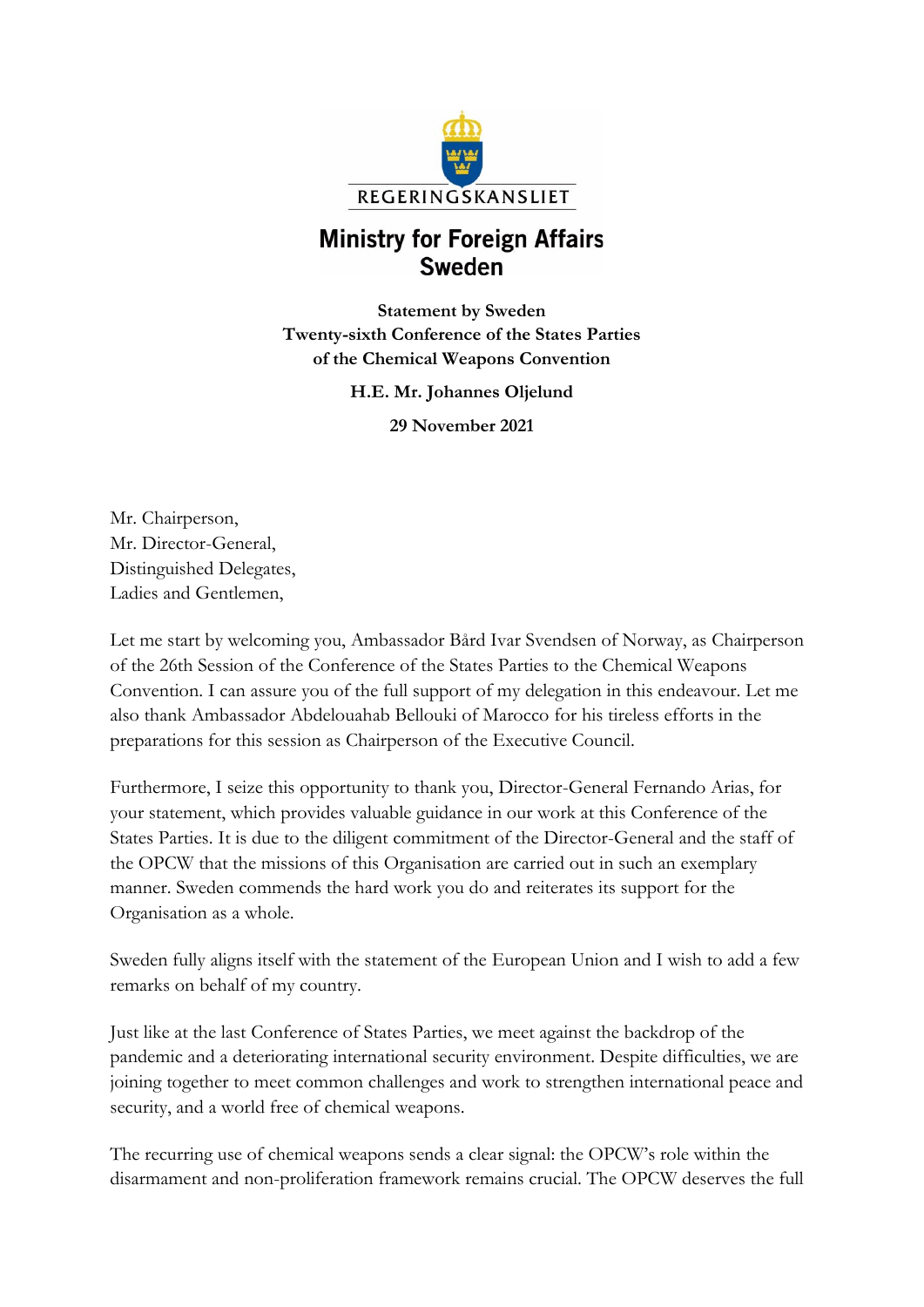REGERINGSKANSLIET

# Ministry for Foreign Affairs Sweden

**Statement by Sweden**
**Twenty-sixth Conference of the States Parties of the Chemical Weapons Convention**

**H.E. Mr. Johannes Oljelund**

**29 November 2021**

Mr. Chairperson,
Mr. Director-General,
Distinguished Delegates,
Ladies and Gentlemen,

Let me start by welcoming you, Ambassador Bård Ivar Svendsen of Norway, as Chairperson of the 26th Session of the Conference of the States Parties to the Chemical Weapons Convention. I can assure you of the full support of my delegation in this endeavour. Let me also thank Ambassador Abdelouahab Bellouki of Marocco for his tireless efforts in the preparations for this session as Chairperson of the Executive Council.

Furthermore, I seize this opportunity to thank you, Director-General Fernando Arias, for your statement, which provides valuable guidance in our work at this Conference of the States Parties. It is due to the diligent commitment of the Director-General and the staff of the OPCW that the missions of this Organisation are carried out in such an exemplary manner. Sweden commends the hard work you do and reiterates its support for the Organisation as a whole.

Sweden fully aligns itself with the statement of the European Union and I wish to add a few remarks on behalf of my country.

Just like at the last Conference of States Parties, we meet against the backdrop of the pandemic and a deteriorating international security environment. Despite difficulties, we are joining together to meet common challenges and work to strengthen international peace and security, and a world free of chemical weapons.

The recurring use of chemical weapons sends a clear signal: the OPCW's role within the disarmament and non-proliferation framework remains crucial. The OPCW deserves the full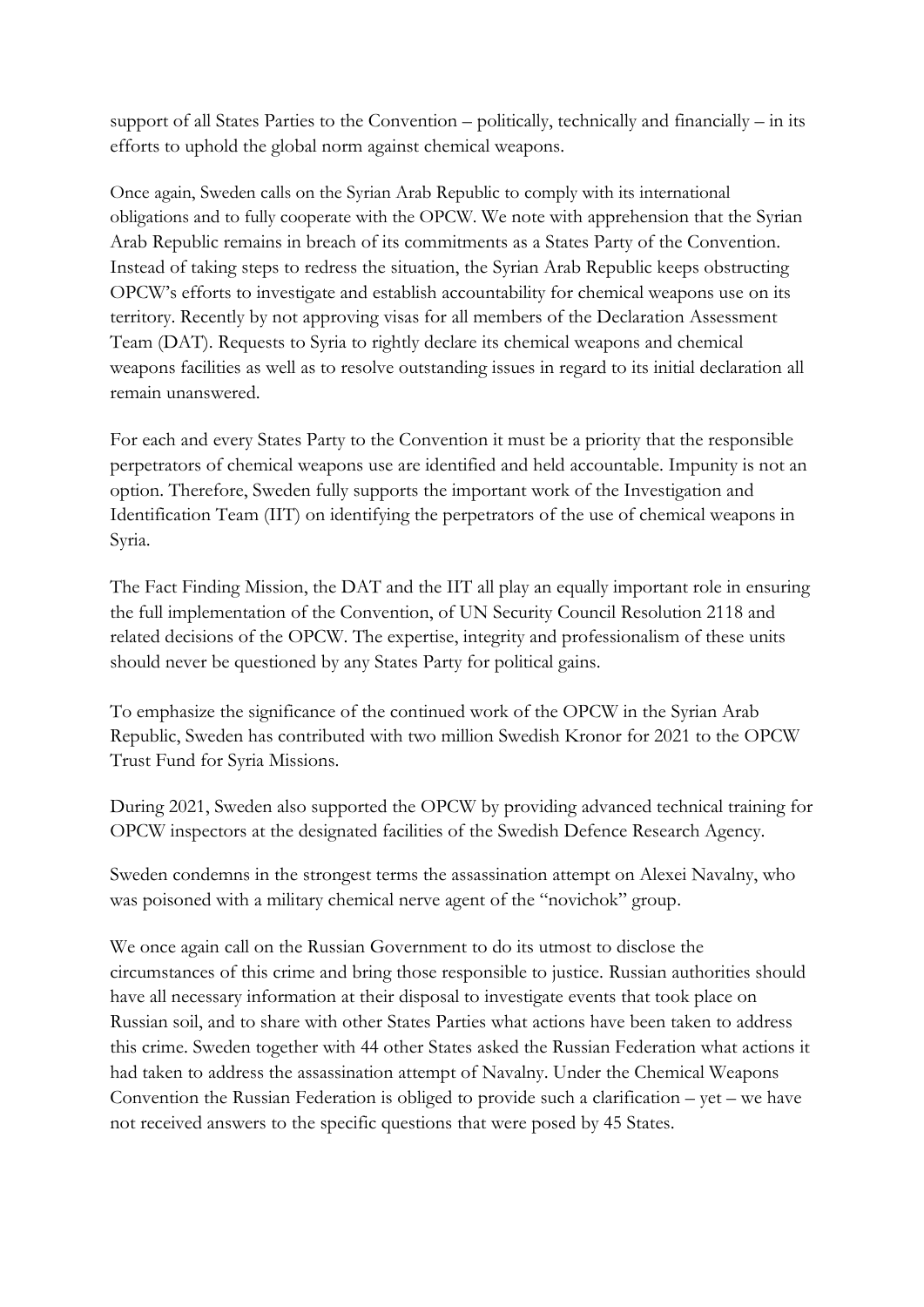support of all States Parties to the Convention – politically, technically and financially – in its efforts to uphold the global norm against chemical weapons.

Once again, Sweden calls on the Syrian Arab Republic to comply with its international obligations and to fully cooperate with the OPCW. We note with apprehension that the Syrian Arab Republic remains in breach of its commitments as a States Party of the Convention. Instead of taking steps to redress the situation, the Syrian Arab Republic keeps obstructing OPCW's efforts to investigate and establish accountability for chemical weapons use on its territory. Recently by not approving visas for all members of the Declaration Assessment Team (DAT). Requests to Syria to rightly declare its chemical weapons and chemical weapons facilities as well as to resolve outstanding issues in regard to its initial declaration all remain unanswered.

For each and every States Party to the Convention it must be a priority that the responsible perpetrators of chemical weapons use are identified and held accountable. Impunity is not an option. Therefore, Sweden fully supports the important work of the Investigation and Identification Team (IIT) on identifying the perpetrators of the use of chemical weapons in Syria.

The Fact Finding Mission, the DAT and the IIT all play an equally important role in ensuring the full implementation of the Convention, of UN Security Council Resolution 2118 and related decisions of the OPCW. The expertise, integrity and professionalism of these units should never be questioned by any States Party for political gains.

To emphasize the significance of the continued work of the OPCW in the Syrian Arab Republic, Sweden has contributed with two million Swedish Kronor for 2021 to the OPCW Trust Fund for Syria Missions.

During 2021, Sweden also supported the OPCW by providing advanced technical training for OPCW inspectors at the designated facilities of the Swedish Defence Research Agency.

Sweden condemns in the strongest terms the assassination attempt on Alexei Navalny, who was poisoned with a military chemical nerve agent of the "novichok" group.

We once again call on the Russian Government to do its utmost to disclose the circumstances of this crime and bring those responsible to justice. Russian authorities should have all necessary information at their disposal to investigate events that took place on Russian soil, and to share with other States Parties what actions have been taken to address this crime. Sweden together with 44 other States asked the Russian Federation what actions it had taken to address the assassination attempt of Navalny. Under the Chemical Weapons Convention the Russian Federation is obliged to provide such a clarification – yet – we have not received answers to the specific questions that were posed by 45 States.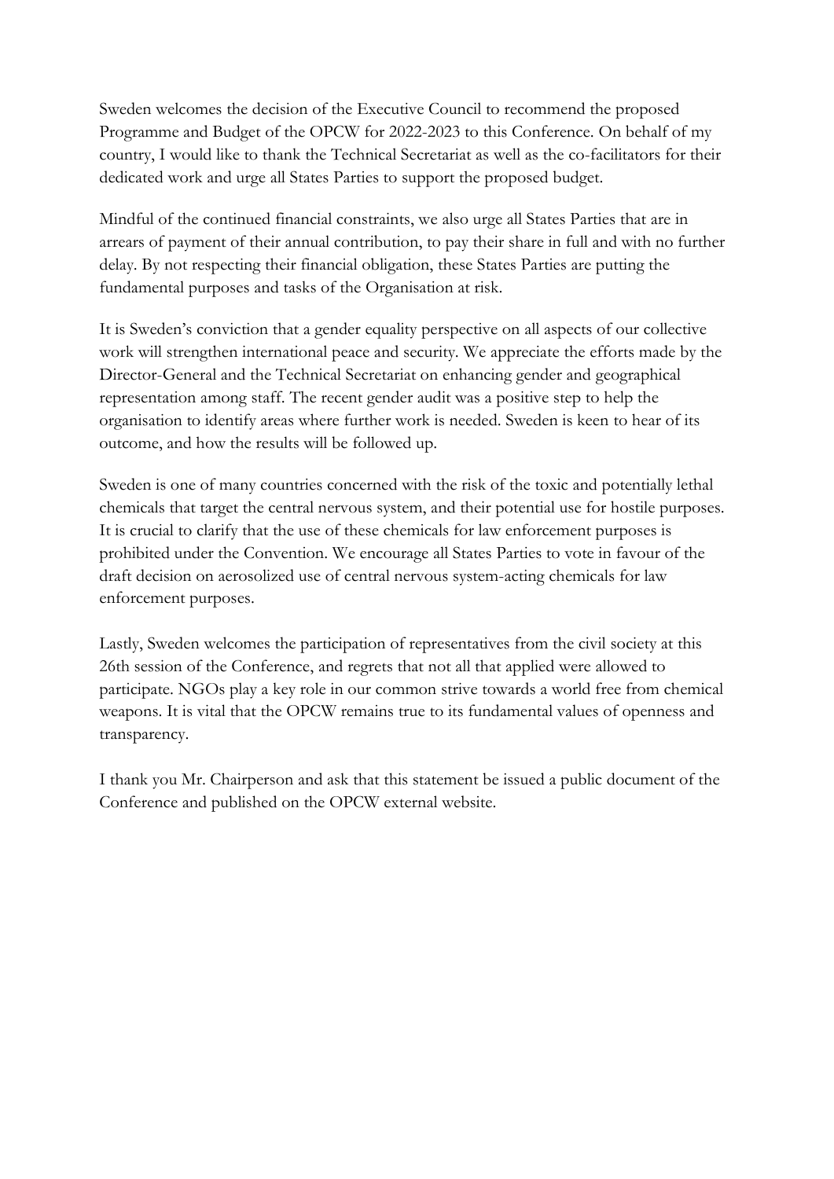Sweden welcomes the decision of the Executive Council to recommend the proposed Programme and Budget of the OPCW for 2022-2023 to this Conference. On behalf of my country, I would like to thank the Technical Secretariat as well as the co-facilitators for their dedicated work and urge all States Parties to support the proposed budget.

Mindful of the continued financial constraints, we also urge all States Parties that are in arrears of payment of their annual contribution, to pay their share in full and with no further delay. By not respecting their financial obligation, these States Parties are putting the fundamental purposes and tasks of the Organisation at risk.

It is Sweden's conviction that a gender equality perspective on all aspects of our collective work will strengthen international peace and security. We appreciate the efforts made by the Director-General and the Technical Secretariat on enhancing gender and geographical representation among staff. The recent gender audit was a positive step to help the organisation to identify areas where further work is needed. Sweden is keen to hear of its outcome, and how the results will be followed up.

Sweden is one of many countries concerned with the risk of the toxic and potentially lethal chemicals that target the central nervous system, and their potential use for hostile purposes. It is crucial to clarify that the use of these chemicals for law enforcement purposes is prohibited under the Convention. We encourage all States Parties to vote in favour of the draft decision on aerosolized use of central nervous system-acting chemicals for law enforcement purposes.

Lastly, Sweden welcomes the participation of representatives from the civil society at this 26th session of the Conference, and regrets that not all that applied were allowed to participate. NGOs play a key role in our common strive towards a world free from chemical weapons. It is vital that the OPCW remains true to its fundamental values of openness and transparency.

I thank you Mr. Chairperson and ask that this statement be issued a public document of the Conference and published on the OPCW external website.